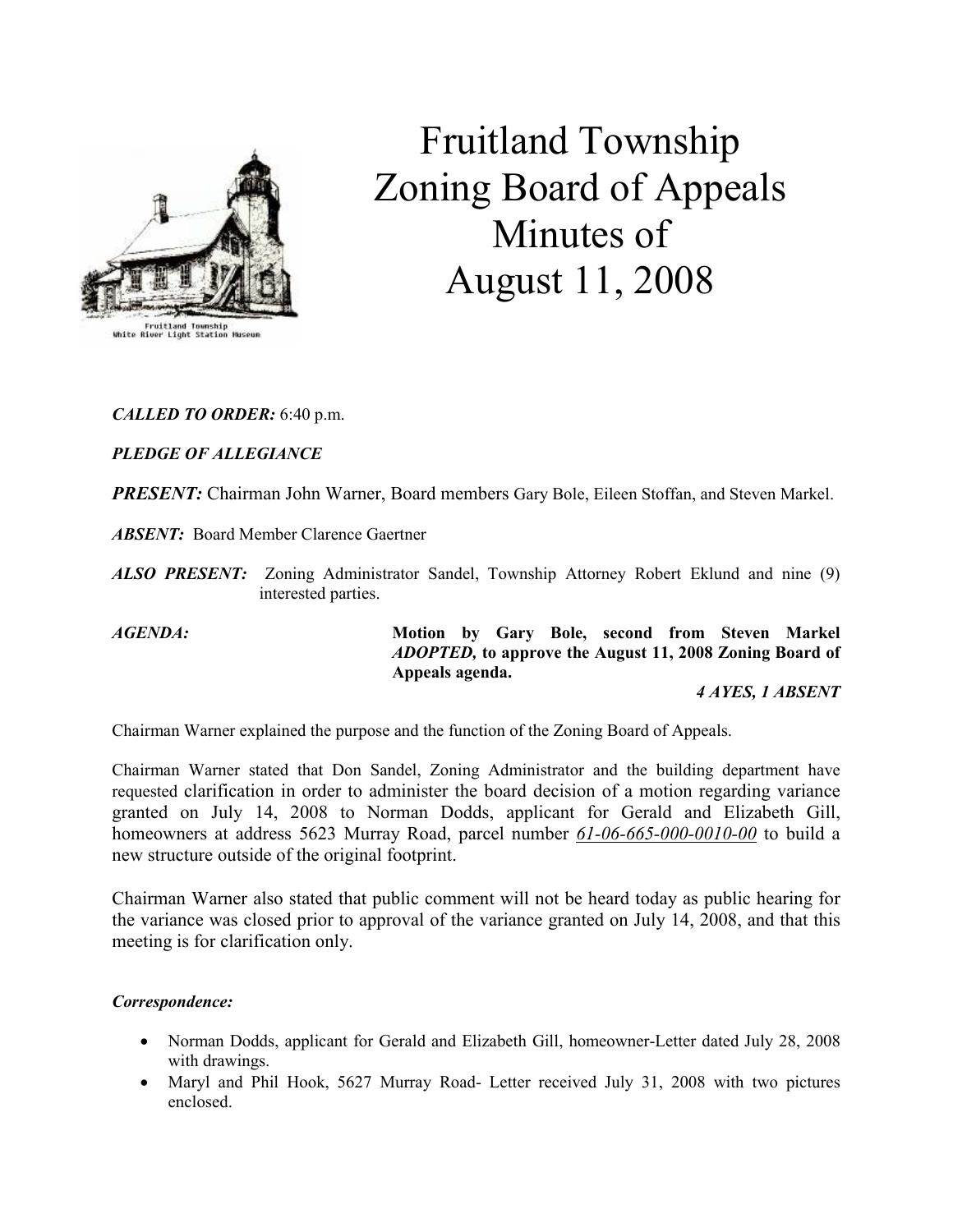# Fruitland Township Zoning Board of Appeals Minutes of August 11, 2008

***CALLED TO ORDER:*** 6:40 p.m.

***PLEDGE OF ALLEGIANCE***

***PRESENT:*** Chairman John Warner, Board members Gary Bole, Eileen Stoffan, and Steven Markel.

***ABSENT:*** Board Member Clarence Gaertner

***ALSO PRESENT:*** Zoning Administrator Sandel, Township Attorney Robert Eklund and nine (9) interested parties.

***AGENDA:*** **Motion by Gary Bole, second from Steven Markel *ADOPTED,* to approve the August 11, 2008 Zoning Board of Appeals agenda.**

***4 AYES, 1 ABSENT***

Chairman Warner explained the purpose and the function of the Zoning Board of Appeals.

Chairman Warner stated that Don Sandel, Zoning Administrator and the building department have requested clarification in order to administer the board decision of a motion regarding variance granted on July 14, 2008 to Norman Dodds, applicant for Gerald and Elizabeth Gill, homeowners at address 5623 Murray Road, parcel number *61-06-665-000-0010-00* to build a new structure outside of the original footprint.

Chairman Warner also stated that public comment will not be heard today as public hearing for the variance was closed prior to approval of the variance granted on July 14, 2008, and that this meeting is for clarification only.

***Correspondence:***

- Norman Dodds, applicant for Gerald and Elizabeth Gill, homeowner-Letter dated July 28, 2008 with drawings.
- Maryl and Phil Hook, 5627 Murray Road- Letter received July 31, 2008 with two pictures enclosed.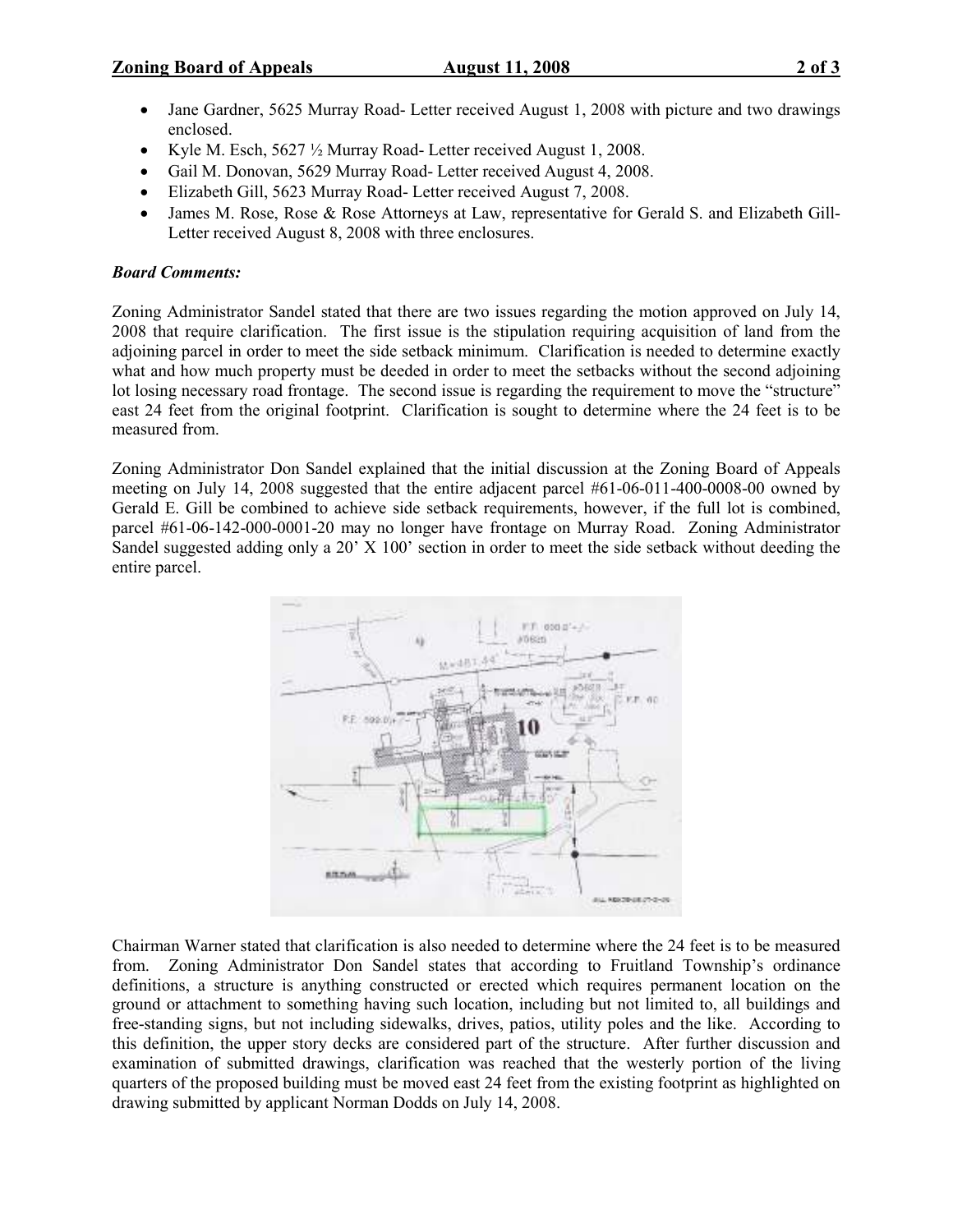- Jane Gardner, 5625 Murray Road- Letter received August 1, 2008 with picture and two drawings enclosed.
- Kyle M. Esch, 5627 ½ Murray Road- Letter received August 1, 2008.
- Gail M. Donovan, 5629 Murray Road- Letter received August 4, 2008.
- Elizabeth Gill, 5623 Murray Road- Letter received August 7, 2008.
- James M. Rose, Rose & Rose Attorneys at Law, representative for Gerald S. and Elizabeth Gill- Letter received August 8, 2008 with three enclosures.

***Board Comments:***

Zoning Administrator Sandel stated that there are two issues regarding the motion approved on July 14, 2008 that require clarification. The first issue is the stipulation requiring acquisition of land from the adjoining parcel in order to meet the side setback minimum. Clarification is needed to determine exactly what and how much property must be deeded in order to meet the setbacks without the second adjoining lot losing necessary road frontage. The second issue is regarding the requirement to move the "structure" east 24 feet from the original footprint. Clarification is sought to determine where the 24 feet is to be measured from.

Zoning Administrator Don Sandel explained that the initial discussion at the Zoning Board of Appeals meeting on July 14, 2008 suggested that the entire adjacent parcel #61-06-011-400-0008-00 owned by Gerald E. Gill be combined to achieve side setback requirements, however, if the full lot is combined, parcel #61-06-142-000-0001-20 may no longer have frontage on Murray Road. Zoning Administrator Sandel suggested adding only a 20' X 100' section in order to meet the side setback without deeding the entire parcel.

Chairman Warner stated that clarification is also needed to determine where the 24 feet is to be measured from. Zoning Administrator Don Sandel states that according to Fruitland Township's ordinance definitions, a structure is anything constructed or erected which requires permanent location on the ground or attachment to something having such location, including but not limited to, all buildings and free-standing signs, but not including sidewalks, drives, patios, utility poles and the like. According to this definition, the upper story decks are considered part of the structure. After further discussion and examination of submitted drawings, clarification was reached that the westerly portion of the living quarters of the proposed building must be moved east 24 feet from the existing footprint as highlighted on drawing submitted by applicant Norman Dodds on July 14, 2008.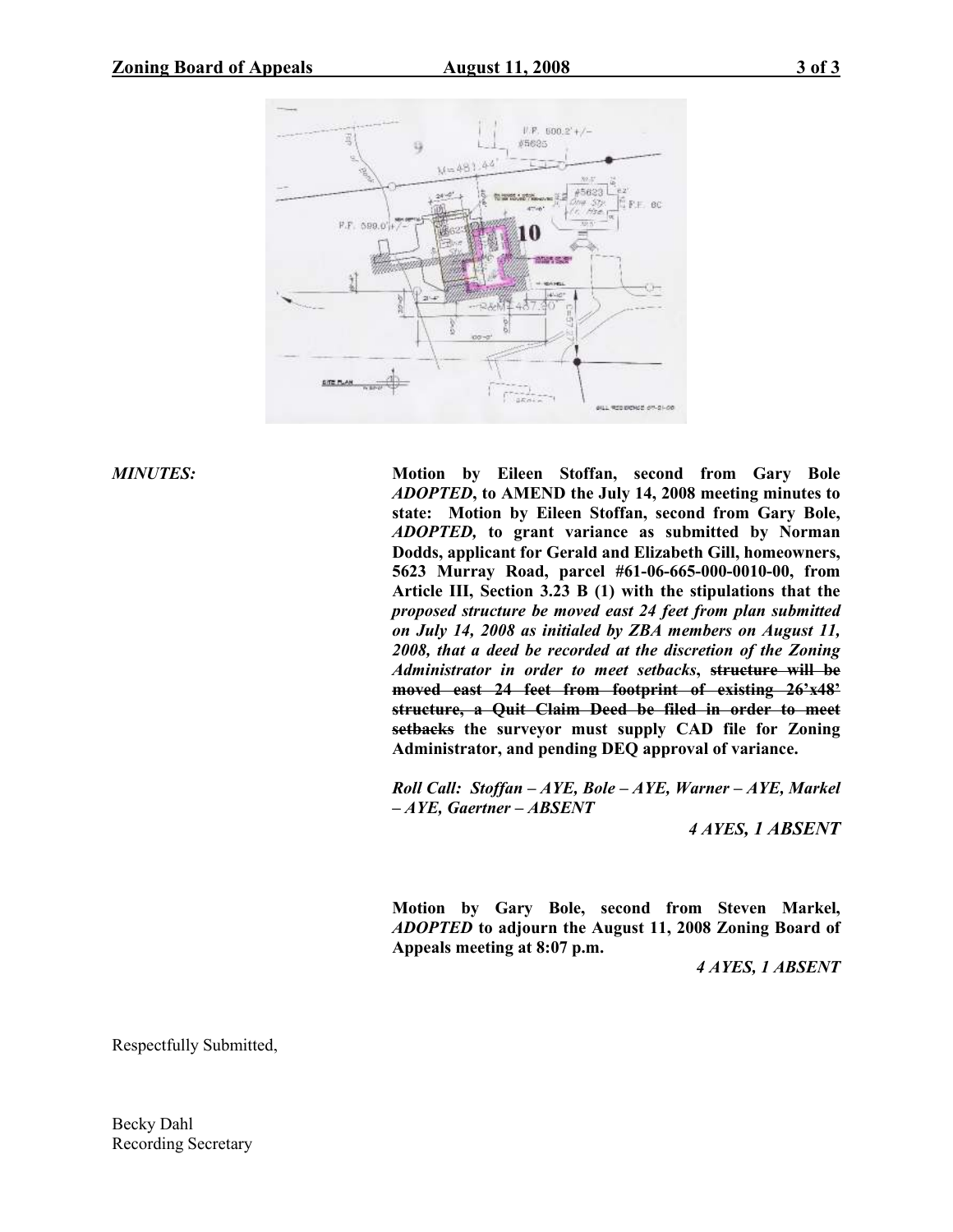***MINUTES:***

**Motion by Eileen Stoffan, second from Gary Bole *ADOPTED*, to AMEND the July 14, 2008 meeting minutes to state: Motion by Eileen Stoffan, second from Gary Bole, *ADOPTED,* to grant variance as submitted by Norman Dodds, applicant for Gerald and Elizabeth Gill, homeowners, 5623 Murray Road, parcel #61-06-665-000-0010-00, from Article III, Section 3.23 B (1) with the stipulations that the *proposed structure be moved east 24 feet from plan submitted on July 14, 2008 as initialed by ZBA members on August 11, 2008, that a deed be recorded at the discretion of the Zoning Administrator in order to meet setbacks*, ~~structure will be moved east 24 feet from footprint of existing 26'x48' structure, a Quit Claim Deed be filed in order to meet setbacks~~ the surveyor must supply CAD file for Zoning Administrator, and pending DEQ approval of variance.**

***Roll Call: Stoffan – AYE, Bole – AYE, Warner – AYE, Markel – AYE, Gaertner – ABSENT***

***4 AYES, 1 ABSENT***

**Motion by Gary Bole, second from Steven Markel, *ADOPTED* to adjourn the August 11, 2008 Zoning Board of Appeals meeting at 8:07 p.m.**

***4 AYES, 1 ABSENT***

Respectfully Submitted,

Becky Dahl
Recording Secretary